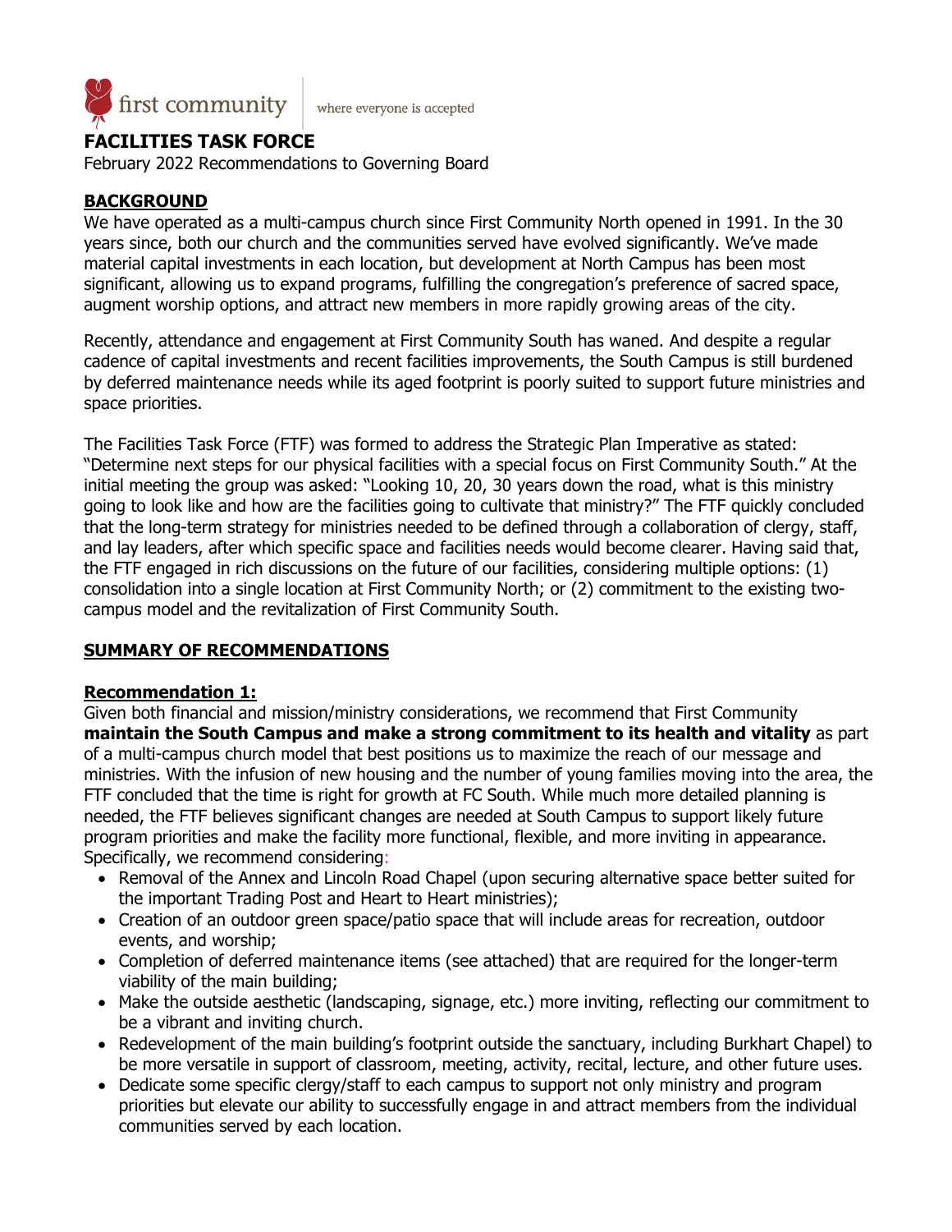first community | where everyone is accepted

# FACILITIES TASK FORCE

February 2022 Recommendations to Governing Board

## BACKGROUND

We have operated as a multi-campus church since First Community North opened in 1991. In the 30 years since, both our church and the communities served have evolved significantly. We've made material capital investments in each location, but development at North Campus has been most significant, allowing us to expand programs, fulfilling the congregation's preference of sacred space, augment worship options, and attract new members in more rapidly growing areas of the city.

Recently, attendance and engagement at First Community South has waned. And despite a regular cadence of capital investments and recent facilities improvements, the South Campus is still burdened by deferred maintenance needs while its aged footprint is poorly suited to support future ministries and space priorities.

The Facilities Task Force (FTF) was formed to address the Strategic Plan Imperative as stated: "Determine next steps for our physical facilities with a special focus on First Community South." At the initial meeting the group was asked: "Looking 10, 20, 30 years down the road, what is this ministry going to look like and how are the facilities going to cultivate that ministry?" The FTF quickly concluded that the long-term strategy for ministries needed to be defined through a collaboration of clergy, staff, and lay leaders, after which specific space and facilities needs would become clearer. Having said that, the FTF engaged in rich discussions on the future of our facilities, considering multiple options: (1) consolidation into a single location at First Community North; or (2) commitment to the existing two-campus model and the revitalization of First Community South.

## SUMMARY OF RECOMMENDATIONS

### Recommendation 1:

Given both financial and mission/ministry considerations, we recommend that First Community **maintain the South Campus and make a strong commitment to its health and vitality** as part of a multi-campus church model that best positions us to maximize the reach of our message and ministries. With the infusion of new housing and the number of young families moving into the area, the FTF concluded that the time is right for growth at FC South. While much more detailed planning is needed, the FTF believes significant changes are needed at South Campus to support likely future program priorities and make the facility more functional, flexible, and more inviting in appearance. Specifically, we recommend considering:

- Removal of the Annex and Lincoln Road Chapel (upon securing alternative space better suited for the important Trading Post and Heart to Heart ministries);
- Creation of an outdoor green space/patio space that will include areas for recreation, outdoor events, and worship;
- Completion of deferred maintenance items (see attached) that are required for the longer-term viability of the main building;
- Make the outside aesthetic (landscaping, signage, etc.) more inviting, reflecting our commitment to be a vibrant and inviting church.
- Redevelopment of the main building's footprint outside the sanctuary, including Burkhart Chapel) to be more versatile in support of classroom, meeting, activity, recital, lecture, and other future uses.
- Dedicate some specific clergy/staff to each campus to support not only ministry and program priorities but elevate our ability to successfully engage in and attract members from the individual communities served by each location.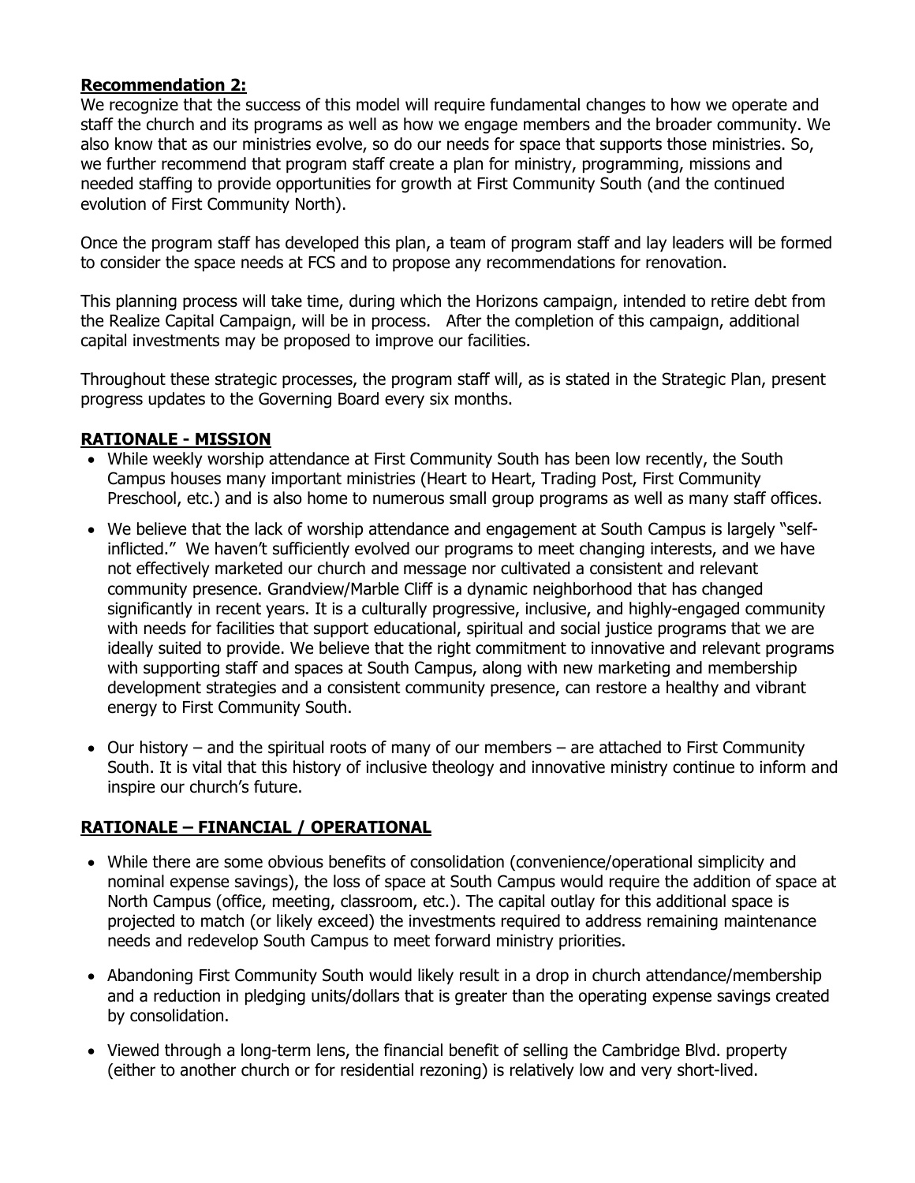**Recommendation 2:**

We recognize that the success of this model will require fundamental changes to how we operate and staff the church and its programs as well as how we engage members and the broader community. We also know that as our ministries evolve, so do our needs for space that supports those ministries. So, we further recommend that program staff create a plan for ministry, programming, missions and needed staffing to provide opportunities for growth at First Community South (and the continued evolution of First Community North).

Once the program staff has developed this plan, a team of program staff and lay leaders will be formed to consider the space needs at FCS and to propose any recommendations for renovation.

This planning process will take time, during which the Horizons campaign, intended to retire debt from the Realize Capital Campaign, will be in process. After the completion of this campaign, additional capital investments may be proposed to improve our facilities.

Throughout these strategic processes, the program staff will, as is stated in the Strategic Plan, present progress updates to the Governing Board every six months.

**RATIONALE - MISSION**

- While weekly worship attendance at First Community South has been low recently, the South Campus houses many important ministries (Heart to Heart, Trading Post, First Community Preschool, etc.) and is also home to numerous small group programs as well as many staff offices.
- We believe that the lack of worship attendance and engagement at South Campus is largely "self-inflicted." We haven't sufficiently evolved our programs to meet changing interests, and we have not effectively marketed our church and message nor cultivated a consistent and relevant community presence. Grandview/Marble Cliff is a dynamic neighborhood that has changed significantly in recent years. It is a culturally progressive, inclusive, and highly-engaged community with needs for facilities that support educational, spiritual and social justice programs that we are ideally suited to provide. We believe that the right commitment to innovative and relevant programs with supporting staff and spaces at South Campus, along with new marketing and membership development strategies and a consistent community presence, can restore a healthy and vibrant energy to First Community South.
- Our history – and the spiritual roots of many of our members – are attached to First Community South. It is vital that this history of inclusive theology and innovative ministry continue to inform and inspire our church's future.

**RATIONALE – FINANCIAL / OPERATIONAL**

- While there are some obvious benefits of consolidation (convenience/operational simplicity and nominal expense savings), the loss of space at South Campus would require the addition of space at North Campus (office, meeting, classroom, etc.). The capital outlay for this additional space is projected to match (or likely exceed) the investments required to address remaining maintenance needs and redevelop South Campus to meet forward ministry priorities.
- Abandoning First Community South would likely result in a drop in church attendance/membership and a reduction in pledging units/dollars that is greater than the operating expense savings created by consolidation.
- Viewed through a long-term lens, the financial benefit of selling the Cambridge Blvd. property (either to another church or for residential rezoning) is relatively low and very short-lived.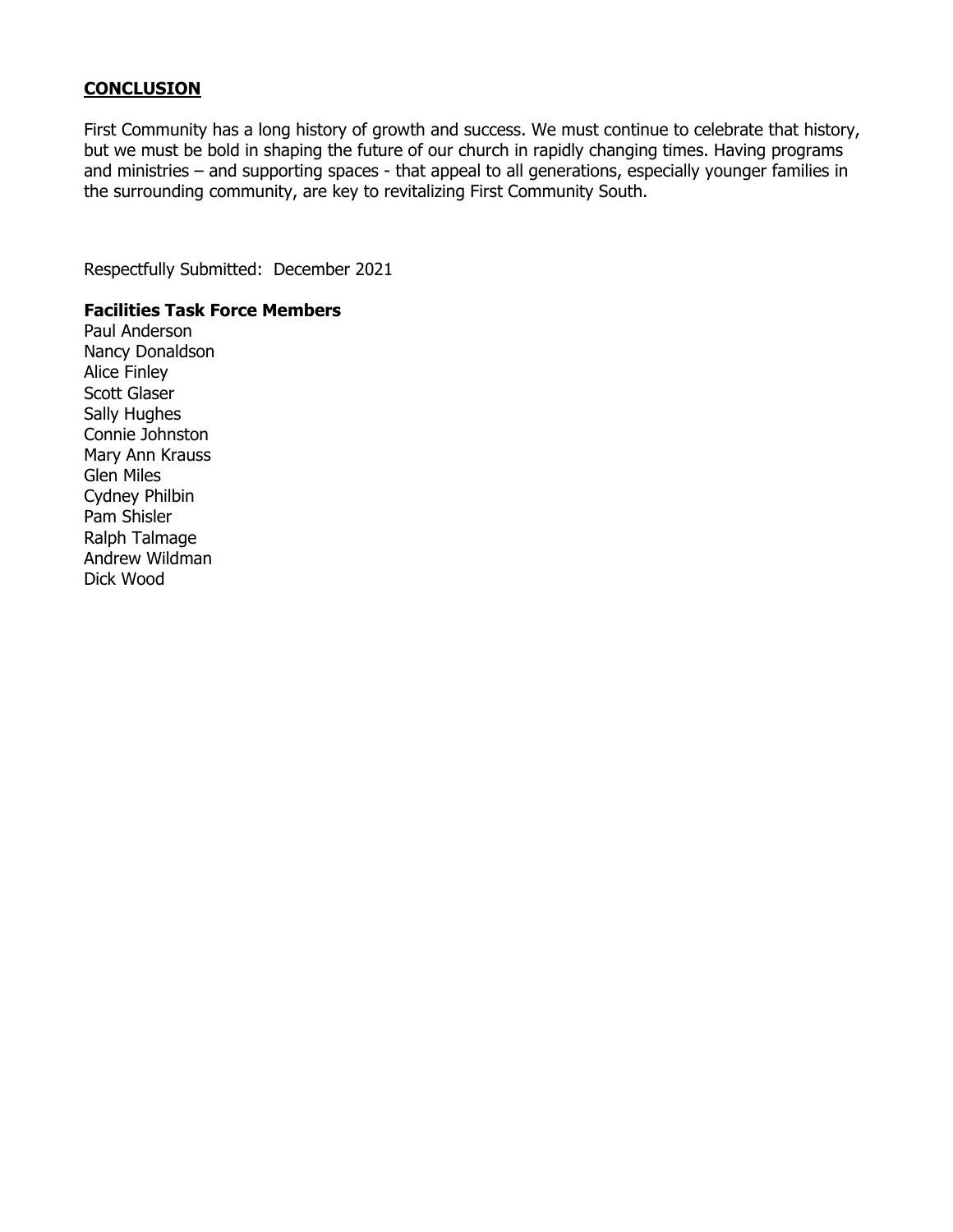## CONCLUSION

First Community has a long history of growth and success. We must continue to celebrate that history, but we must be bold in shaping the future of our church in rapidly changing times. Having programs and ministries – and supporting spaces - that appeal to all generations, especially younger families in the surrounding community, are key to revitalizing First Community South.

Respectfully Submitted: December 2021

**Facilities Task Force Members**

Paul Anderson
Nancy Donaldson
Alice Finley
Scott Glaser
Sally Hughes
Connie Johnston
Mary Ann Krauss
Glen Miles
Cydney Philbin
Pam Shisler
Ralph Talmage
Andrew Wildman
Dick Wood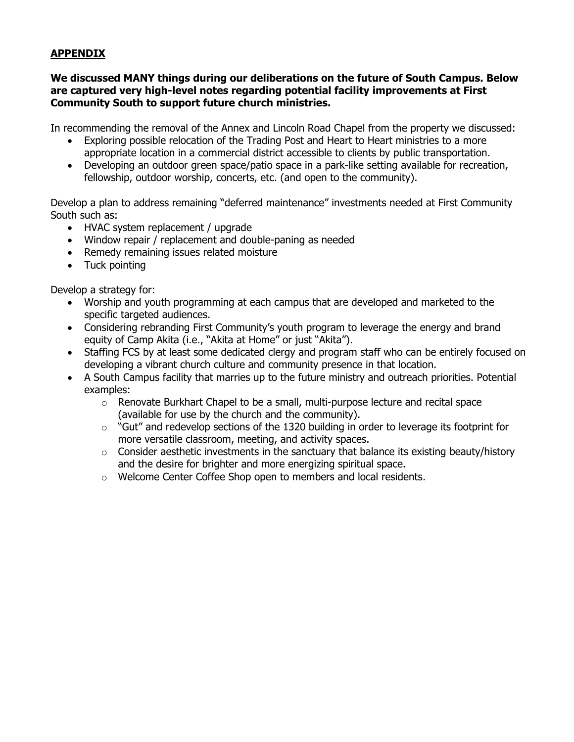## APPENDIX

**We discussed MANY things during our deliberations on the future of South Campus. Below are captured very high-level notes regarding potential facility improvements at First Community South to support future church ministries.**

In recommending the removal of the Annex and Lincoln Road Chapel from the property we discussed:

- Exploring possible relocation of the Trading Post and Heart to Heart ministries to a more appropriate location in a commercial district accessible to clients by public transportation.
- Developing an outdoor green space/patio space in a park-like setting available for recreation, fellowship, outdoor worship, concerts, etc. (and open to the community).

Develop a plan to address remaining "deferred maintenance" investments needed at First Community South such as:

- HVAC system replacement / upgrade
- Window repair / replacement and double-paning as needed
- Remedy remaining issues related moisture
- Tuck pointing

Develop a strategy for:

- Worship and youth programming at each campus that are developed and marketed to the specific targeted audiences.
- Considering rebranding First Community's youth program to leverage the energy and brand equity of Camp Akita (i.e., "Akita at Home" or just "Akita").
- Staffing FCS by at least some dedicated clergy and program staff who can be entirely focused on developing a vibrant church culture and community presence in that location.
- A South Campus facility that marries up to the future ministry and outreach priorities. Potential examples:
  - Renovate Burkhart Chapel to be a small, multi-purpose lecture and recital space (available for use by the church and the community).
  - "Gut" and redevelop sections of the 1320 building in order to leverage its footprint for more versatile classroom, meeting, and activity spaces.
  - Consider aesthetic investments in the sanctuary that balance its existing beauty/history and the desire for brighter and more energizing spiritual space.
  - Welcome Center Coffee Shop open to members and local residents.